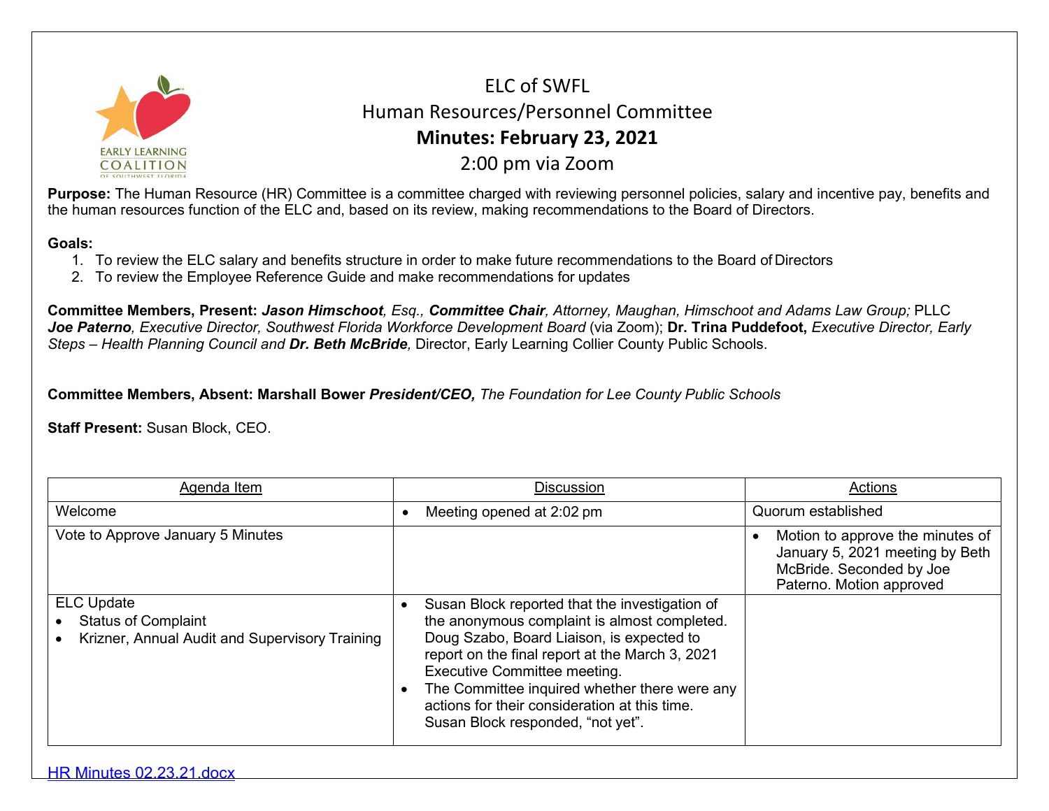# ELC of SWFL

## Human Resources/Personnel Committee

## Minutes: February 23, 2021

2:00 pm via Zoom

**Purpose:** The Human Resource (HR) Committee is a committee charged with reviewing personnel policies, salary and incentive pay, benefits and the human resources function of the ELC and, based on its review, making recommendations to the Board of Directors.

**Goals:**

1. To review the ELC salary and benefits structure in order to make future recommendations to the Board of Directors
2. To review the Employee Reference Guide and make recommendations for updates

**Committee Members, Present:** ***Jason Himschoot****, Esq.,* ***Committee Chair****, Attorney, Maughan, Himschoot and Adams Law Group;* PLLC ***Joe Paterno****, Executive Director, Southwest Florida Workforce Development Board* (via Zoom); **Dr. Trina Puddefoot,** *Executive Director, Early Steps – Health Planning Council and* ***Dr. Beth McBride****,* Director, Early Learning Collier County Public Schools.

**Committee Members, Absent: Marshall Bower** ***President/CEO,*** *The Foundation for Lee County Public Schools*

**Staff Present:** Susan Block, CEO.

| Agenda Item | Discussion | Actions |
|---|---|---|
| Welcome | • Meeting opened at 2:02 pm | Quorum established |
| Vote to Approve January 5 Minutes | | • Motion to approve the minutes of January 5, 2021 meeting by Beth McBride. Seconded by Joe Paterno. Motion approved |
| ELC Update<br>• Status of Complaint<br>• Krizner, Annual Audit and Supervisory Training | • Susan Block reported that the investigation of the anonymous complaint is almost completed. Doug Szabo, Board Liaison, is expected to report on the final report at the March 3, 2021 Executive Committee meeting.<br>• The Committee inquired whether there were any actions for their consideration at this time. Susan Block responded, "not yet". | |

HR Minutes 02.23.21.docx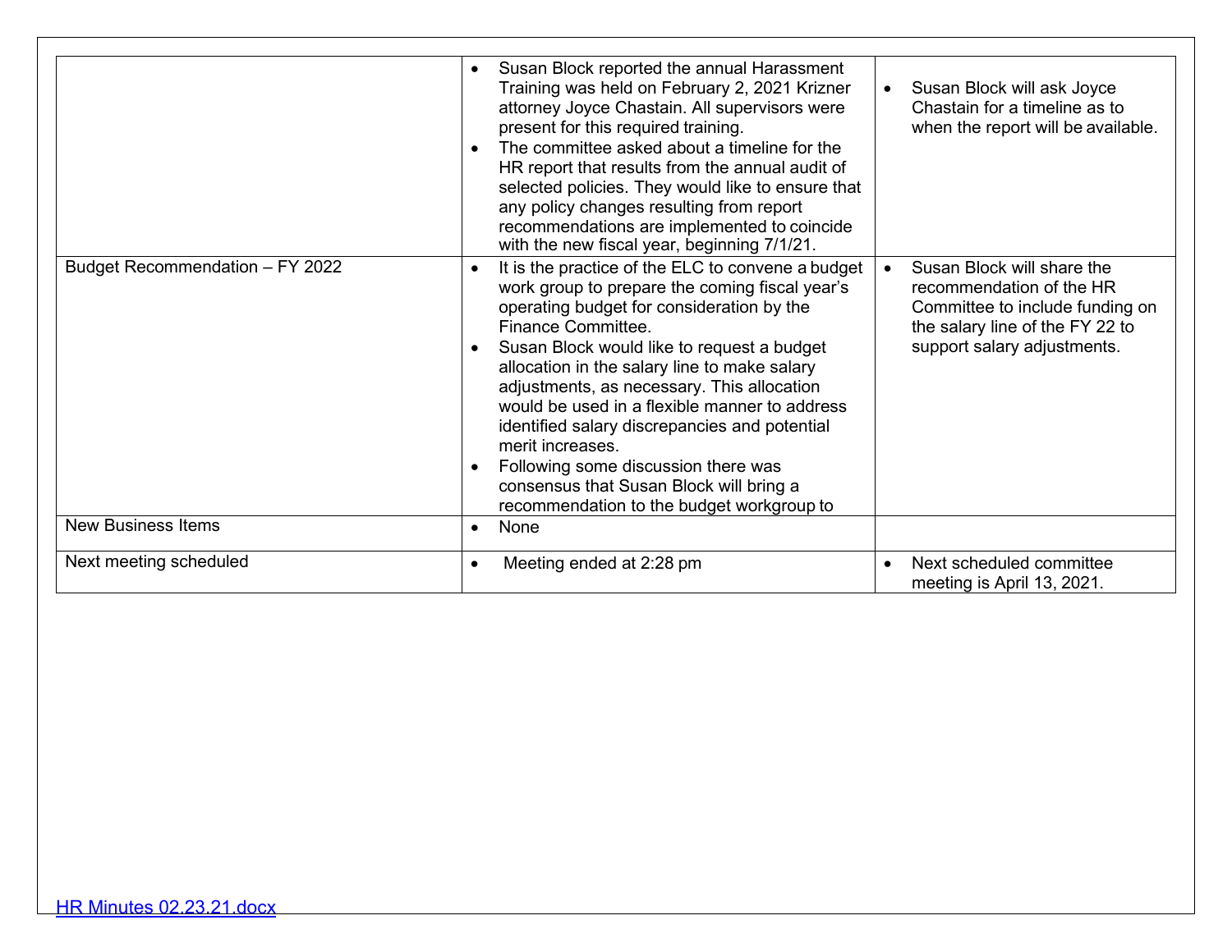| | | |
|---|---|---|
| | • Susan Block reported the annual Harassment Training was held on February 2, 2021 Krizner attorney Joyce Chastain. All supervisors were present for this required training.<br>• The committee asked about a timeline for the HR report that results from the annual audit of selected policies. They would like to ensure that any policy changes resulting from report recommendations are implemented to coincide with the new fiscal year, beginning 7/1/21. | • Susan Block will ask Joyce Chastain for a timeline as to when the report will be available. |
| Budget Recommendation – FY 2022 | • It is the practice of the ELC to convene a budget work group to prepare the coming fiscal year's operating budget for consideration by the Finance Committee.<br>• Susan Block would like to request a budget allocation in the salary line to make salary adjustments, as necessary. This allocation would be used in a flexible manner to address identified salary discrepancies and potential merit increases.<br>• Following some discussion there was consensus that Susan Block will bring a recommendation to the budget workgroup to | • Susan Block will share the recommendation of the HR Committee to include funding on the salary line of the FY 22 to support salary adjustments. |
| New Business Items | • None | |
| Next meeting scheduled | • Meeting ended at 2:28 pm | • Next scheduled committee meeting is April 13, 2021. |

HR Minutes 02.23.21.docx